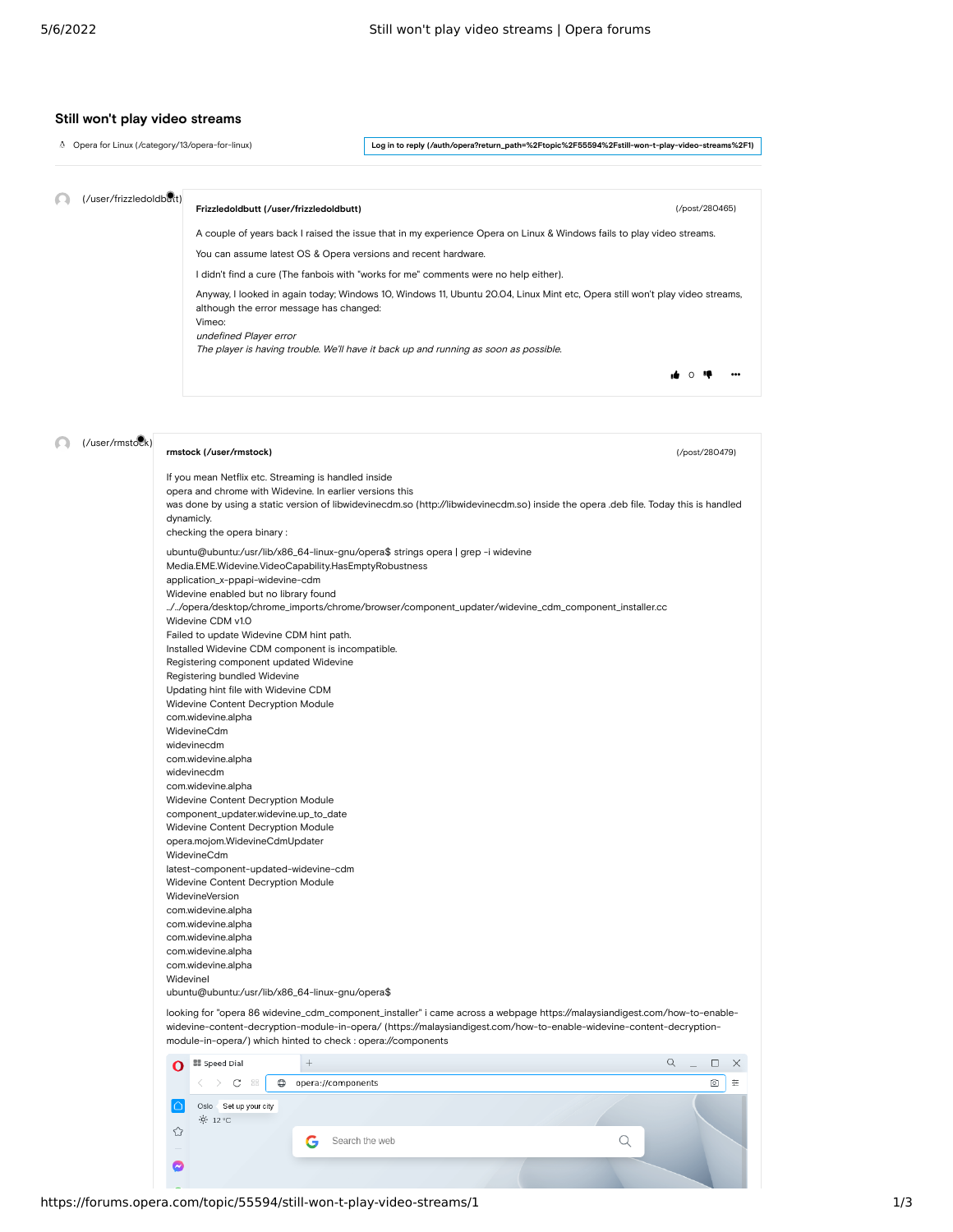# Still won't play video streams

Opera for Linux (/category/13/opera-for-linux)

Log in to reply (/auth/opera?return_path=%2Ftopic%2F55594%2Fstill-won-t-play-video-streams%2F1)

(/user/frizzledoldbutt)

**Frizzledoldbutt (/user/frizzledoldbutt)** (/post/280465)

A couple of years back I raised the issue that in my experience Opera on Linux & Windows fails to play video streams.

You can assume latest OS & Opera versions and recent hardware.

I didn't find a cure (The fanbois with "works for me" comments were no help either).

Anyway, I looked in again today; Windows 10, Windows 11, Ubuntu 20.04, Linux Mint etc, Opera still won't play video streams, although the error message has changed:
Vimeo:
*undefined Player error*
*The player is having trouble. We'll have it back up and running as soon as possible.*

0

(/user/rmstock)

**rmstock (/user/rmstock)** (/post/280479)

If you mean Netflix etc. Streaming is handled inside
opera and chrome with Widevine. In earlier versions this
was done by using a static version of libwidevinecdm.so (http://libwidevinecdm.so) inside the opera .deb file. Today this is handled dynamicly.
checking the opera binary :

```
ubuntu@ubuntu:/usr/lib/x86_64-linux-gnu/opera$ strings opera | grep -i widevine
Media.EME.Widevine.VideoCapability.HasEmptyRobustness
application_x-ppapi-widevine-cdm
Widevine enabled but no library found
../../opera/desktop/chrome_imports/chrome/browser/component_updater/widevine_cdm_component_installer.cc
Widevine CDM v1.0
Failed to update Widevine CDM hint path.
Installed Widevine CDM component is incompatible.
Registering component updated Widevine
Registering bundled Widevine
Updating hint file with Widevine CDM
Widevine Content Decryption Module
com.widevine.alpha
WidevineCdm
widevinecdm
com.widevine.alpha
widevinecdm
com.widevine.alpha
Widevine Content Decryption Module
component_updater.widevine.up_to_date
Widevine Content Decryption Module
opera.mojom.WidevineCdmUpdater
WidevineCdm
latest-component-updated-widevine-cdm
Widevine Content Decryption Module
WidevineVersion
com.widevine.alpha
com.widevine.alpha
com.widevine.alpha
com.widevine.alpha
com.widevine.alpha
WidevineI
ubuntu@ubuntu:/usr/lib/x86_64-linux-gnu/opera$
```

looking for "opera 86 widevine_cdm_component_installer" i came across a webpage https://malaysiandigest.com/how-to-enable-widevine-content-decryption-module-in-opera/ (https://malaysiandigest.com/how-to-enable-widevine-content-decryption-module-in-opera/) which hinted to check : opera://components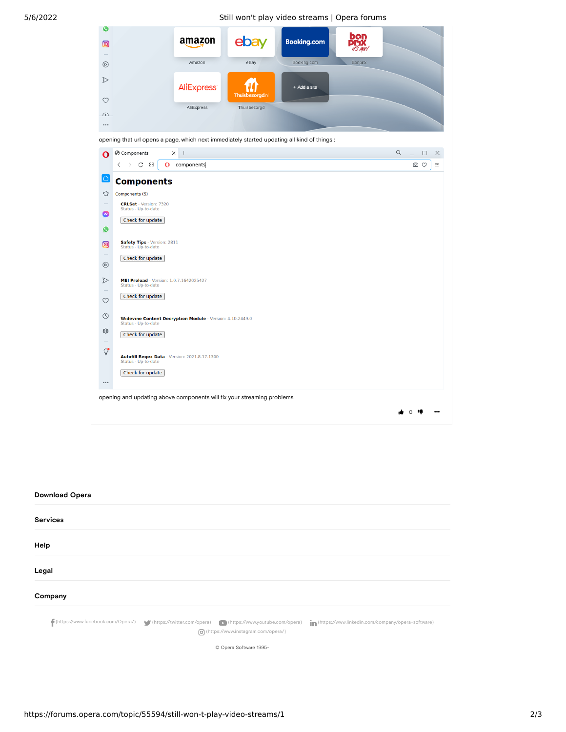opening that url opens a page, which next immediately started updating all kind of things :

opening and updating above components will fix your streaming problems.

0

**Download Opera**

**Services**

**Help**

**Legal**

**Company**

(https://www.facebook.com/Opera/) (https://twitter.com/opera) (https://www.youtube.com/opera) (https://www.linkedin.com/company/opera-software) (https://www.instagram.com/opera/)

© Opera Software 1995-